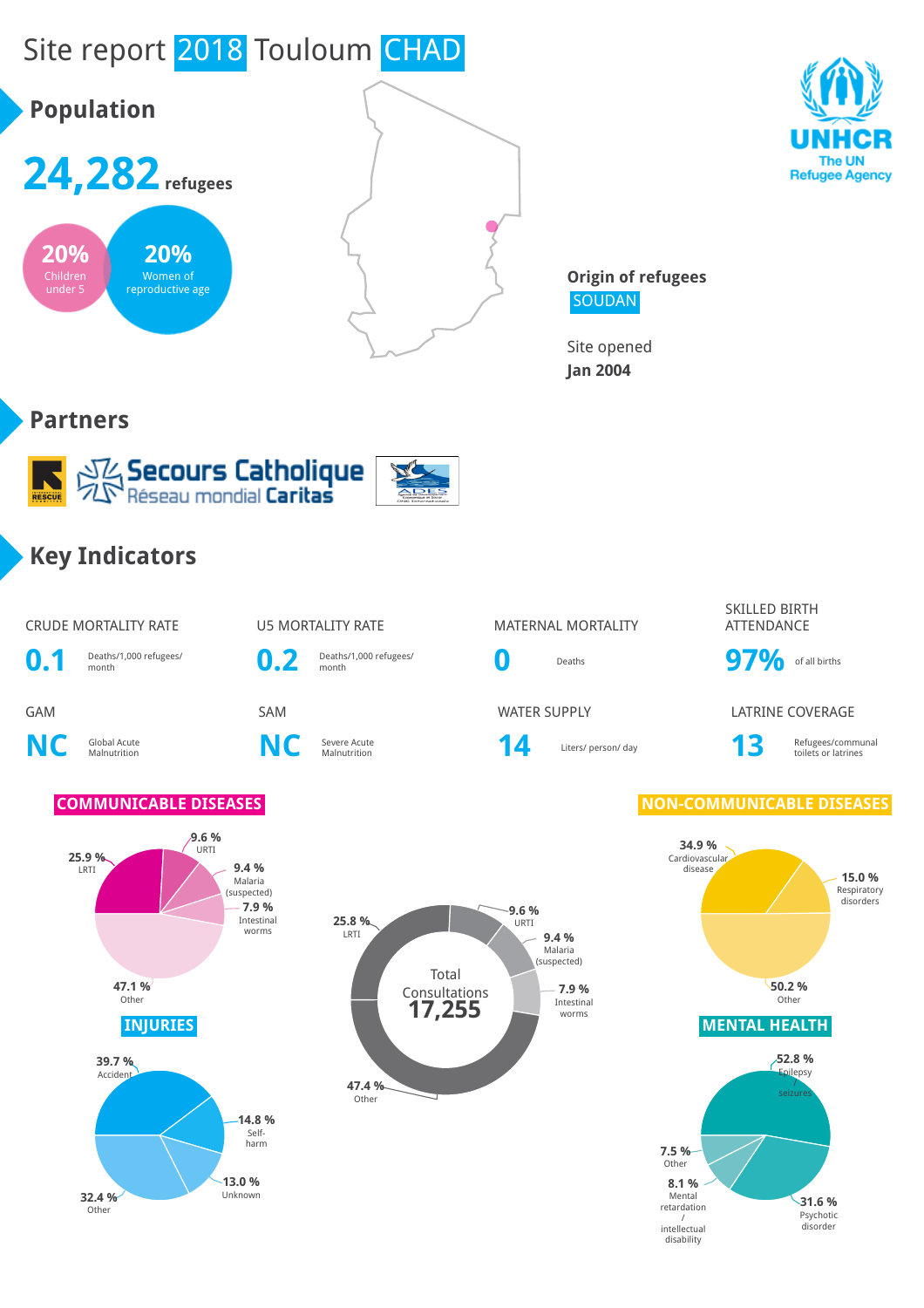# Site report 2018 Touloum CHAD

## Population

**24,282** refugees

- **20%** Children under 5
- **20%** Women of reproductive age

**Origin of refugees**
SOUDAN

Site opened
**Jan 2004**

## Partners

Secours Catholique Réseau mondial Caritas

## Key Indicators

| Indicator | Value | Unit |
|---|---|---|
| CRUDE MORTALITY RATE | 0.1 | Deaths/1,000 refugees/ month |
| U5 MORTALITY RATE | 0.2 | Deaths/1,000 refugees/ month |
| MATERNAL MORTALITY | 0 | Deaths |
| SKILLED BIRTH ATTENDANCE | 97% | of all births |
| GAM | NC | Global Acute Malnutrition |
| SAM | NC | Severe Acute Malnutrition |
| WATER SUPPLY | 14 | Liters/ person/ day |
| LATRINE COVERAGE | 13 | Refugees/communal toilets or latrines |

### COMMUNICABLE DISEASES

| Disease | % |
|---|---|
| LRTI | 25.9 % |
| URTI | 9.6 % |
| Malaria (suspected) | 9.4 % |
| Intestinal worms | 7.9 % |
| Other | 47.1 % |

Total Consultations **17,255**

| Category | % |
|---|---|
| LRTI | 25.8 % |
| URTI | 9.6 % |
| Malaria (suspected) | 9.4 % |
| Intestinal worms | 7.9 % |
| Other | 47.4 % |

### NON-COMMUNICABLE DISEASES

| Disease | % |
|---|---|
| Cardiovascular disease | 34.9 % |
| Respiratory disorders | 15.0 % |
| Other | 50.2 % |

### INJURIES

| Injury | % |
|---|---|
| Accident | 39.7 % |
| Self-harm | 14.8 % |
| Unknown | 13.0 % |
| Other | 32.4 % |

### MENTAL HEALTH

| Condition | % |
|---|---|
| Epilepsy / seizures | 52.8 % |
| Psychotic disorder | 31.6 % |
| Mental retardation / intellectual disability | 8.1 % |
| Other | 7.5 % |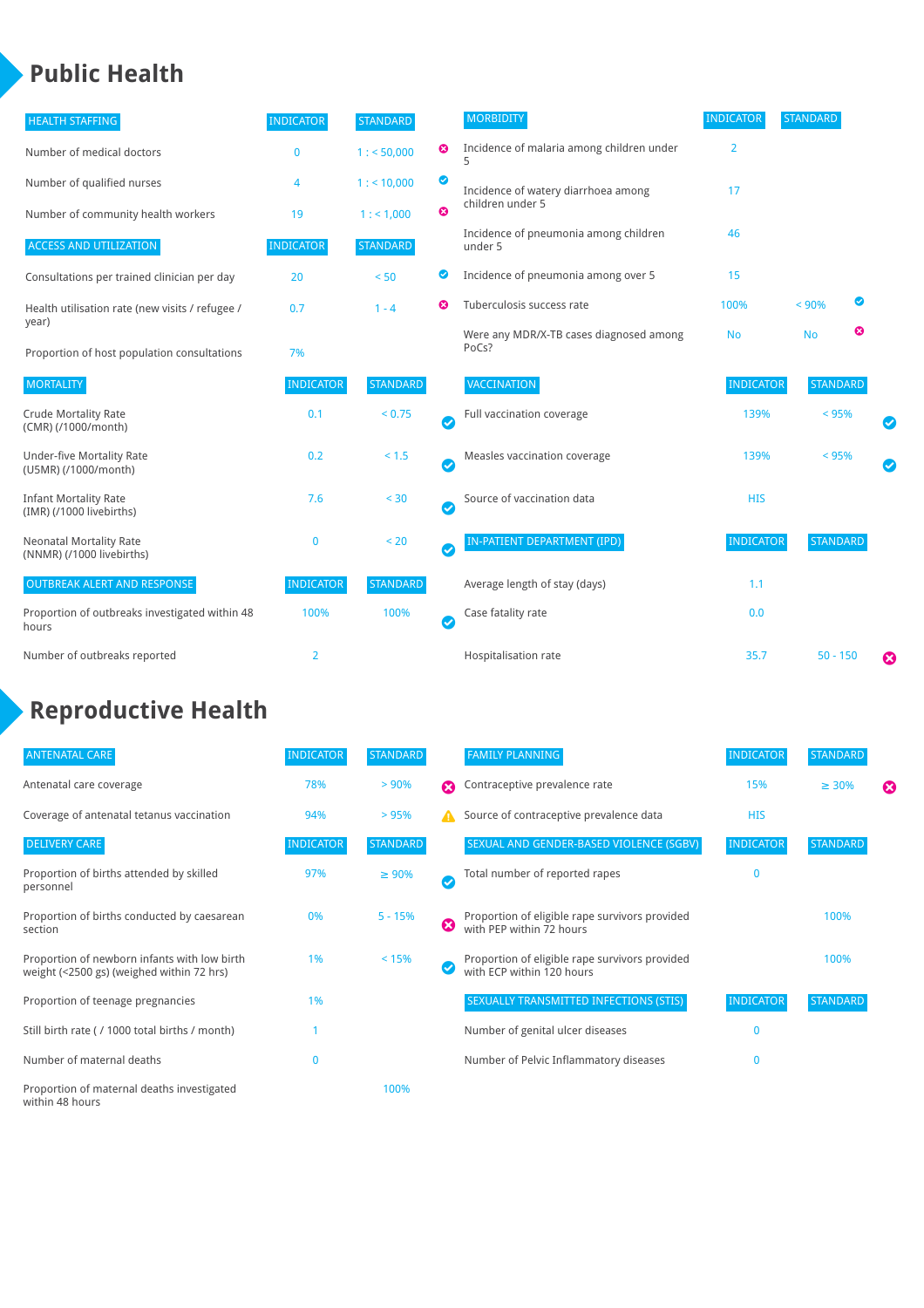# Public Health

| HEALTH STAFFING | INDICATOR | STANDARD | |
|---|---|---|---|
| Number of medical doctors | 0 | 1 : < 50,000 | ✖ |
| Number of qualified nurses | 4 | 1 : < 10,000 | ✔ |
| Number of community health workers | 19 | 1 : < 1,000 | ✖ |

| ACCESS AND UTILIZATION | INDICATOR | STANDARD | |
|---|---|---|---|
| Consultations per trained clinician per day | 20 | < 50 | ✔ |
| Health utilisation rate (new visits / refugee / year) | 0.7 | 1 - 4 | ✖ |
| Proportion of host population consultations | 7% | | |

| MORTALITY | INDICATOR | STANDARD | |
|---|---|---|---|
| Crude Mortality Rate (CMR) (/1000/month) | 0.1 | < 0.75 | ✔ |
| Under-five Mortality Rate (U5MR) (/1000/month) | 0.2 | < 1.5 | ✔ |
| Infant Mortality Rate (IMR) (/1000 livebirths) | 7.6 | < 30 | ✔ |
| Neonatal Mortality Rate (NNMR) (/1000 livebirths) | 0 | < 20 | ✔ |

| OUTBREAK ALERT AND RESPONSE | INDICATOR | STANDARD | |
|---|---|---|---|
| Proportion of outbreaks investigated within 48 hours | 100% | 100% | ✔ |
| Number of outbreaks reported | 2 | | |

| MORBIDITY | INDICATOR | STANDARD | |
|---|---|---|---|
| Incidence of malaria among children under 5 | 2 | | |
| Incidence of watery diarrhoea among children under 5 | 17 | | |
| Incidence of pneumonia among children under 5 | 46 | | |
| Incidence of pneumonia among over 5 | 15 | | |
| Tuberculosis success rate | 100% | < 90% | ✔ |
| Were any MDR/X-TB cases diagnosed among PoCs? | No | No | ✖ |

| VACCINATION | INDICATOR | STANDARD | |
|---|---|---|---|
| Full vaccination coverage | 139% | < 95% | ✔ |
| Measles vaccination coverage | 139% | < 95% | ✔ |
| Source of vaccination data | HIS | | |

| IN-PATIENT DEPARTMENT (IPD) | INDICATOR | STANDARD | |
|---|---|---|---|
| Average length of stay (days) | 1.1 | | |
| Case fatality rate | 0.0 | | |
| Hospitalisation rate | 35.7 | 50 - 150 | ✖ |

# Reproductive Health

| ANTENATAL CARE | INDICATOR | STANDARD | |
|---|---|---|---|
| Antenatal care coverage | 78% | > 90% | ✖ |
| Coverage of antenatal tetanus vaccination | 94% | > 95% | ⚠ |

| DELIVERY CARE | INDICATOR | STANDARD | |
|---|---|---|---|
| Proportion of births attended by skilled personnel | 97% | ≥ 90% | ✔ |
| Proportion of births conducted by caesarean section | 0% | 5 - 15% | ✖ |
| Proportion of newborn infants with low birth weight (<2500 gs) (weighed within 72 hrs) | 1% | < 15% | ✔ |
| Proportion of teenage pregnancies | 1% | | |
| Still birth rate ( / 1000 total births / month) | 1 | | |
| Number of maternal deaths | 0 | | |
| Proportion of maternal deaths investigated within 48 hours | | 100% | |

| FAMILY PLANNING | INDICATOR | STANDARD | |
|---|---|---|---|
| Contraceptive prevalence rate | 15% | ≥ 30% | ✖ |
| Source of contraceptive prevalence data | HIS | | |

| SEXUAL AND GENDER-BASED VIOLENCE (SGBV) | INDICATOR | STANDARD |
|---|---|---|
| Total number of reported rapes | 0 | |
| Proportion of eligible rape survivors provided with PEP within 72 hours | | 100% |
| Proportion of eligible rape survivors provided with ECP within 120 hours | | 100% |

| SEXUALLY TRANSMITTED INFECTIONS (STIS) | INDICATOR | STANDARD |
|---|---|---|
| Number of genital ulcer diseases | 0 | |
| Number of Pelvic Inflammatory diseases | 0 | |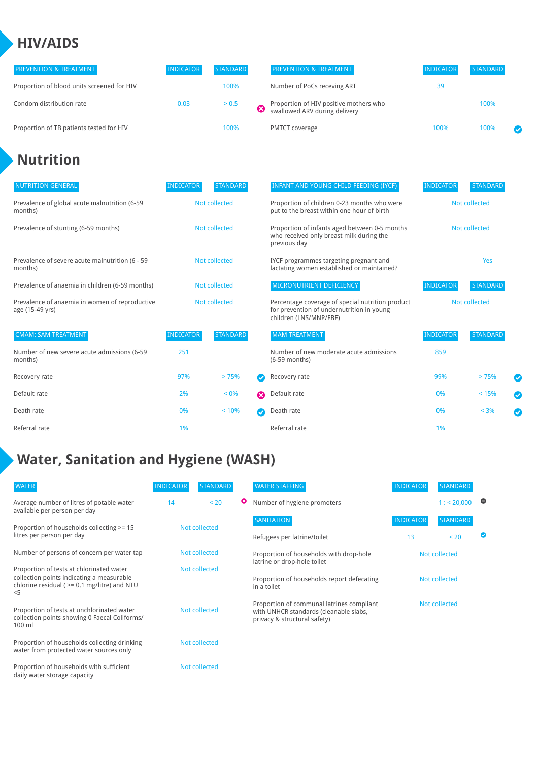# HIV/AIDS

| PREVENTION & TREATMENT | INDICATOR | STANDARD | |
|---|---|---|---|
| Proportion of blood units screened for HIV | | 100% | |
| Condom distribution rate | 0.03 | > 0.5 | ✗ |
| Proportion of TB patients tested for HIV | | 100% | |

| PREVENTION & TREATMENT | INDICATOR | STANDARD | |
|---|---|---|---|
| Number of PoCs receving ART | 39 | | |
| Proportion of HIV positive mothers who swallowed ARV during delivery | | 100% | |
| PMTCT coverage | 100% | 100% | ✓ |

# Nutrition

| NUTRITION GENERAL | INDICATOR | STANDARD |
|---|---|---|
| Prevalence of global acute malnutrition (6-59 months) | Not collected | |
| Prevalence of stunting (6-59 months) | Not collected | |
| Prevalence of severe acute malnutrition (6 - 59 months) | Not collected | |
| Prevalence of anaemia in children (6-59 months) | Not collected | |
| Prevalence of anaemia in women of reproductive age (15-49 yrs) | Not collected | |

| INFANT AND YOUNG CHILD FEEDING (IYCF) | INDICATOR | STANDARD |
|---|---|---|
| Proportion of children 0-23 months who were put to the breast within one hour of birth | Not collected | |
| Proportion of infants aged between 0-5 months who received only breast milk during the previous day | Not collected | |
| IYCF programmes targeting pregnant and lactating women established or maintained? | | Yes |

| MICRONUTRIENT DEFICIENCY | INDICATOR | STANDARD |
|---|---|---|
| Percentage coverage of special nutrition product for prevention of undernutrition in young children (LNS/MNP/FBF) | Not collected | |

| CMAM: SAM TREATMENT | INDICATOR | STANDARD | |
|---|---|---|---|
| Number of new severe acute admissions (6-59 months) | 251 | | |
| Recovery rate | 97% | > 75% | ✓ |
| Default rate | 2% | < 0% | ✗ |
| Death rate | 0% | < 10% | ✓ |
| Referral rate | 1% | | |

| MAM TREATMENT | INDICATOR | STANDARD | |
|---|---|---|---|
| Number of new moderate acute admissions (6-59 months) | 859 | | |
| Recovery rate | 99% | > 75% | ✓ |
| Default rate | 0% | < 15% | ✓ |
| Death rate | 0% | < 3% | ✓ |
| Referral rate | 1% | | |

# Water, Sanitation and Hygiene (WASH)

| WATER | INDICATOR | STANDARD | |
|---|---|---|---|
| Average number of litres of potable water available per person per day | 14 | < 20 | ✗ |
| Proportion of households collecting >= 15 litres per person per day | Not collected | | |
| Number of persons of concern per water tap | Not collected | | |
| Proportion of tests at chlorinated water collection points indicating a measurable chlorine residual ( >= 0.1 mg/litre) and NTU <5 | Not collected | | |
| Proportion of tests at unchlorinated water collection points showing 0 Faecal Coliforms/ 100 ml | Not collected | | |
| Proportion of households collecting drinking water from protected water sources only | Not collected | | |
| Proportion of households with sufficient daily water storage capacity | Not collected | | |

| WATER STAFFING | INDICATOR | STANDARD | |
|---|---|---|---|
| Number of hygiene promoters | | 1 : < 20,000 | − |

| SANITATION | INDICATOR | STANDARD | |
|---|---|---|---|
| Refugees per latrine/toilet | 13 | < 20 | ✓ |
| Proportion of households with drop-hole latrine or drop-hole toilet | Not collected | | |
| Proportion of households report defecating in a toilet | Not collected | | |
| Proportion of communal latrines compliant with UNHCR standards (cleanable slabs, privacy & structural safety) | Not collected | | |